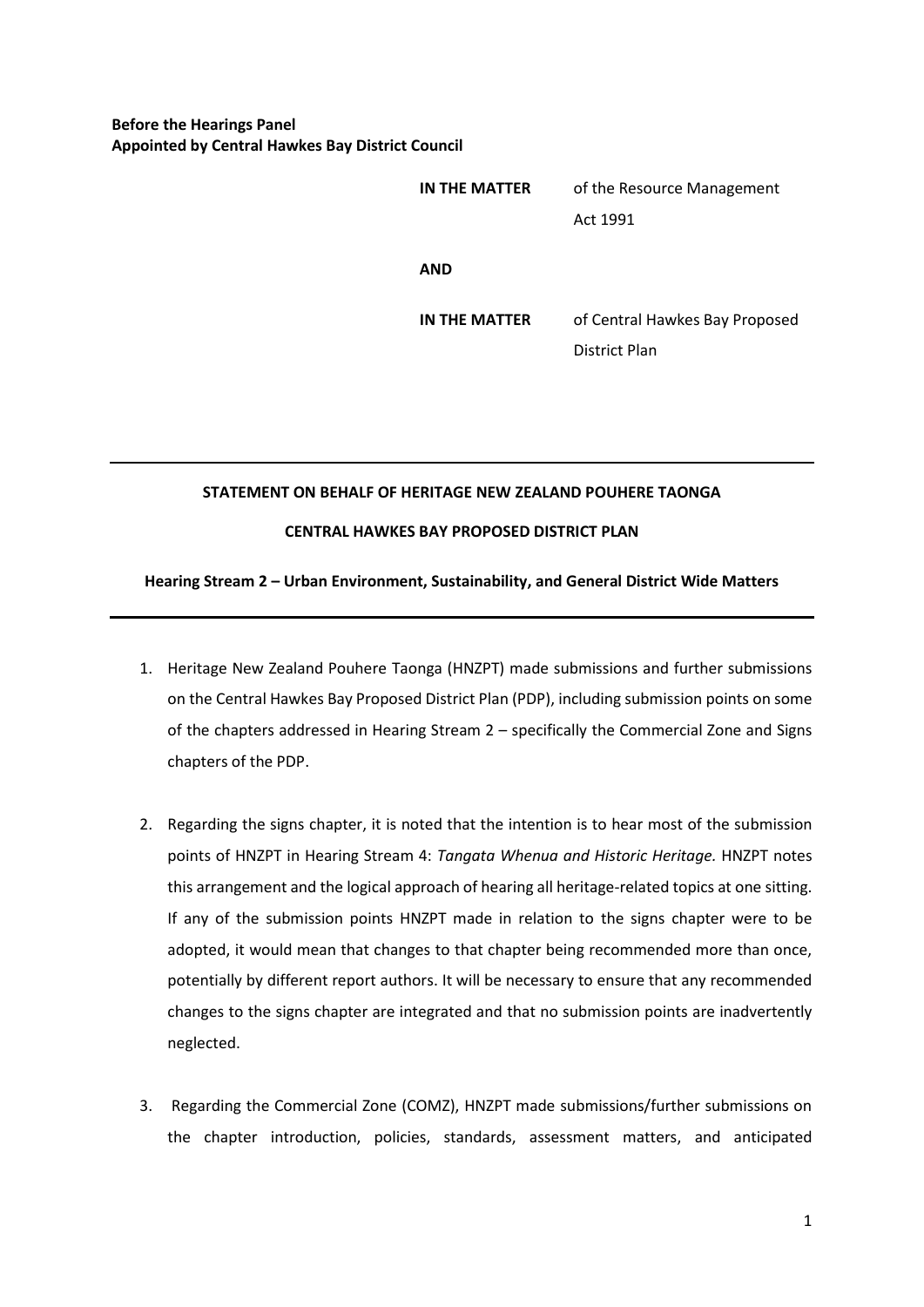**Before the Hearings Panel**
**Appointed by Central Hawkes Bay District Council**

| | |
|---|---|
| **IN THE MATTER** | of the Resource Management Act 1991 |
| **AND** | |
| **IN THE MATTER** | of Central Hawkes Bay Proposed District Plan |

---

**STATEMENT ON BEHALF OF HERITAGE NEW ZEALAND POUHERE TAONGA**

**CENTRAL HAWKES BAY PROPOSED DISTRICT PLAN**

**Hearing Stream 2 – Urban Environment, Sustainability, and General District Wide Matters**

---

1. Heritage New Zealand Pouhere Taonga (HNZPT) made submissions and further submissions on the Central Hawkes Bay Proposed District Plan (PDP), including submission points on some of the chapters addressed in Hearing Stream 2 – specifically the Commercial Zone and Signs chapters of the PDP.

2. Regarding the signs chapter, it is noted that the intention is to hear most of the submission points of HNZPT in Hearing Stream 4: *Tangata Whenua and Historic Heritage.* HNZPT notes this arrangement and the logical approach of hearing all heritage-related topics at one sitting. If any of the submission points HNZPT made in relation to the signs chapter were to be adopted, it would mean that changes to that chapter being recommended more than once, potentially by different report authors. It will be necessary to ensure that any recommended changes to the signs chapter are integrated and that no submission points are inadvertently neglected.

3. Regarding the Commercial Zone (COMZ), HNZPT made submissions/further submissions on the chapter introduction, policies, standards, assessment matters, and anticipated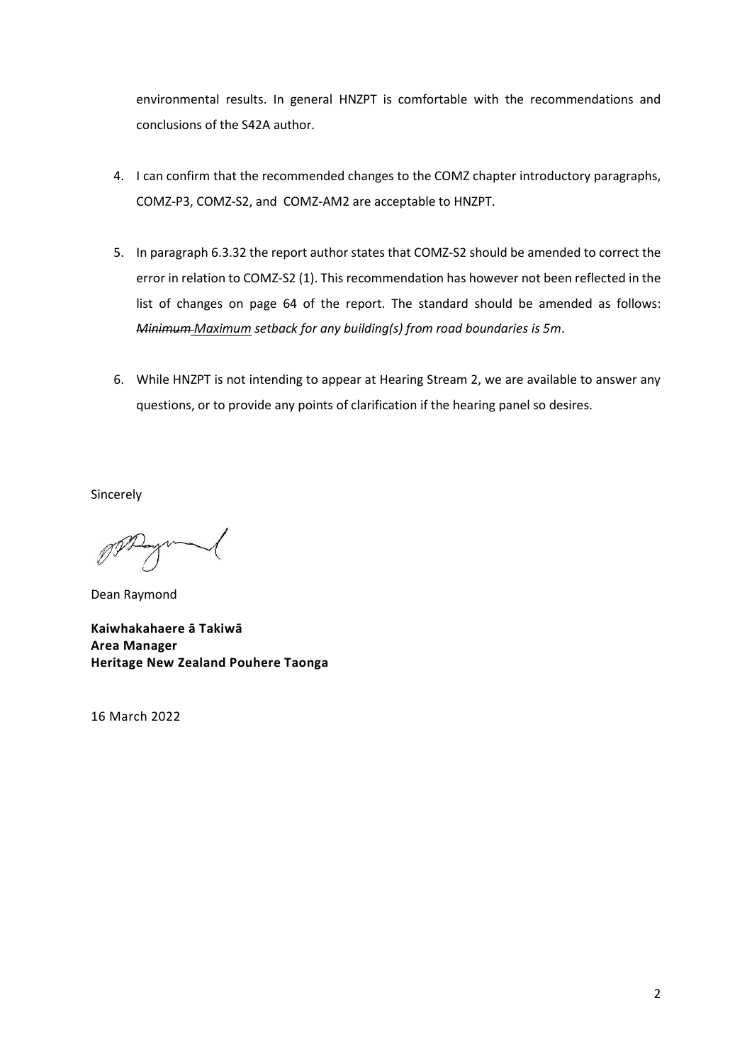environmental results. In general HNZPT is comfortable with the recommendations and conclusions of the S42A author.

4. I can confirm that the recommended changes to the COMZ chapter introductory paragraphs, COMZ-P3, COMZ-S2, and COMZ-AM2 are acceptable to HNZPT.

5. In paragraph 6.3.32 the report author states that COMZ-S2 should be amended to correct the error in relation to COMZ-S2 (1). This recommendation has however not been reflected in the list of changes on page 64 of the report. The standard should be amended as follows: *~~Minimum~~ <u>Maximum</u> setback for any building(s) from road boundaries is 5m*.

6. While HNZPT is not intending to appear at Hearing Stream 2, we are available to answer any questions, or to provide any points of clarification if the hearing panel so desires.

Sincerely

Dean Raymond

**Kaiwhakahaere ā Takiwā**
**Area Manager**
**Heritage New Zealand Pouhere Taonga**

16 March 2022